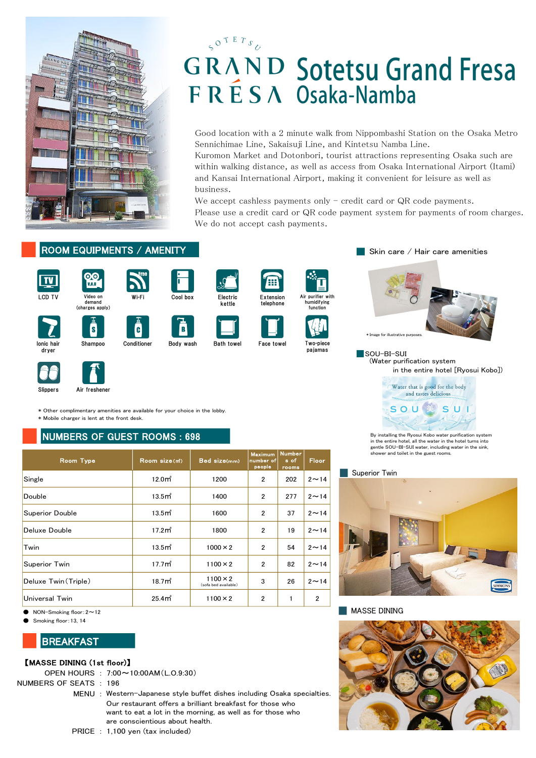# Sotetsu Grand Fresa Osaka-Namba

Good location with a 2 minute walk from Nippombashi Station on the Osaka Metro Sennichimae Line, Sakaisuji Line, and Kintetsu Namba Line.
Kuromon Market and Dotonbori, tourist attractions representing Osaka such are within walking distance, as well as access from Osaka International Airport (Itami) and Kansai International Airport, making it convenient for leisure as well as business.
We accept cashless payments only – credit card or QR code payments.
Please use a credit card or QR code payment system for payments of room charges.
We do not accept cash payments.

## ROOM EQUIPMENTS / AMENITY

- LCD TV
- Video on demand (charges apply)
- Wi-Fi
- Cool box
- Electric kettle
- Extension telephone
- Air purifier with humidifying function
- Ionic hair dryer
- Shampoo
- Conditioner
- Body wash
- Bath towel
- Face towel
- Two-piece pajamas
- Slippers
- Air freshener

＊ Other complimentary amenities are available for your choice in the lobby.
＊ Mobile charger is lent at the front desk.

### Skin care / Hair care amenities

＊ Image for illustrative purposes.

### SOU-BI-SUI
(Water purification system in the entire hotel [Ryosui Kobo])

Water that is good for the body and tastes delicious

SOU 美 SUI

By installing the Ryosui Kobo water purification system in the entire hotel, all the water in the hotel turns into gentle SOU-BI-SUI water, including water in the sink, shower and toilet in the guest rooms.

## NUMBERS OF GUEST ROOMS : 698

| Room Type | Room size (㎡) | Bed size (mm) | Maximum number of people | Number of rooms | Floor |
|---|---|---|---|---|---|
| Single | 12.0㎡ | 1200 | 2 | 202 | 2〜14 |
| Double | 13.5㎡ | 1400 | 2 | 277 | 2〜14 |
| Superior Double | 13.5㎡ | 1600 | 2 | 37 | 2〜14 |
| Deluxe Double | 17.2㎡ | 1800 | 2 | 19 | 2〜14 |
| Twin | 13.5㎡ | 1000 × 2 | 2 | 54 | 2〜14 |
| Superior Twin | 17.7㎡ | 1100 × 2 | 2 | 82 | 2〜14 |
| Deluxe Twin (Triple) | 18.7㎡ | 1100 × 2 (sofa bed available) | 3 | 26 | 2〜14 |
| Universal Twin | 25.4㎡ | 1100 × 2 | 2 | 1 | 2 |

- NON-Smoking floor: 2〜12
- Smoking floor: 13, 14

### Superior Twin

## BREAKFAST

**【MASSE DINING (1st floor)】**

OPEN HOURS : 7:00〜10:00AM (L.O.9:30)
NUMBERS OF SEATS : 196
MENU : Western-Japanese style buffet dishes including Osaka specialties. Our restaurant offers a brilliant breakfast for those who want to eat a lot in the morning, as well as for those who are conscientious about health.
PRICE : 1,100 yen (tax included)

### MASSE DINING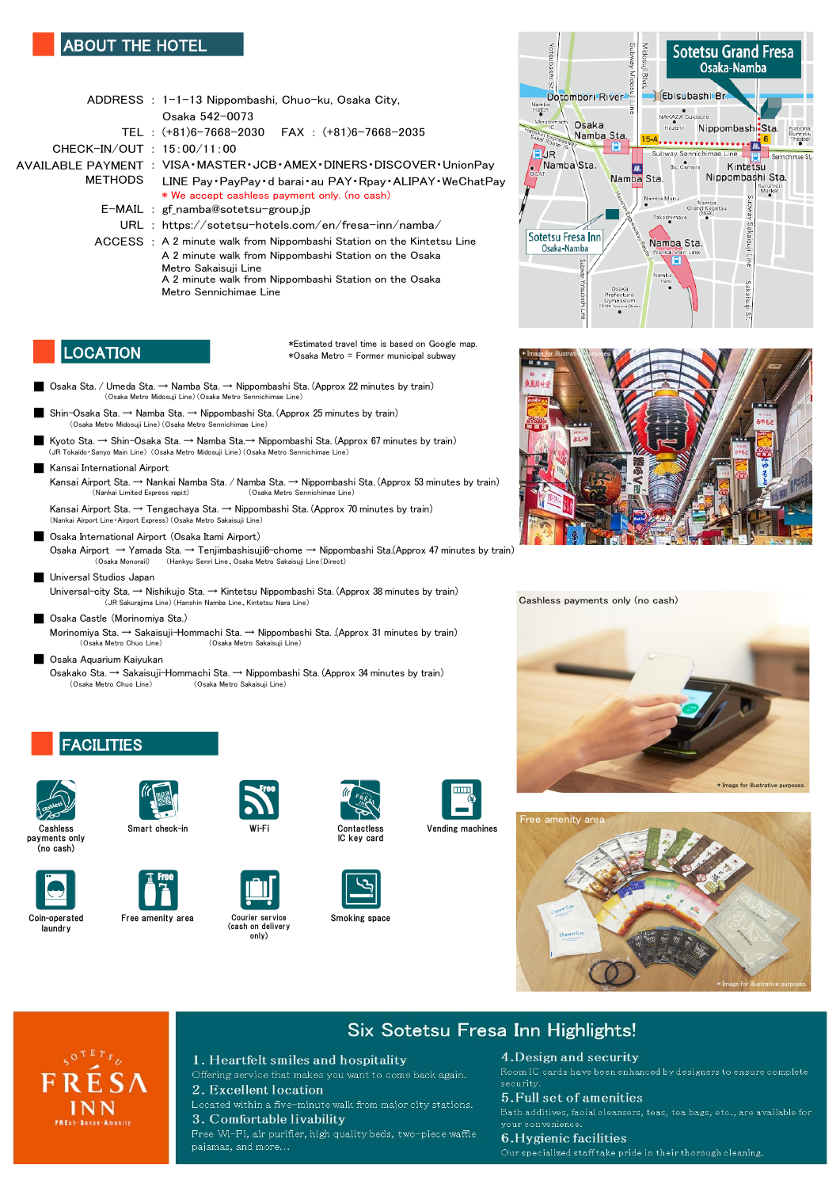## ABOUT THE HOTEL

ADDRESS : 1-1-13 Nippombashi, Chuo-ku, Osaka City, Osaka 542-0073

TEL : (+81)6-7668-2030 FAX : (+81)6-7668-2035

CHECK-IN/OUT : 15:00/11:00

AVAILABLE PAYMENT METHODS : VISA・MASTER・JCB・AMEX・DINERS・DISCOVER・UnionPay LINE Pay・PayPay・d barai・au PAY・Rpay・ALIPAY・WeChatPay

* We accept cashless payment only. (no cash)

E-MAIL : gf_namba@sotetsu-group.jp

URL : https://sotetsu-hotels.com/en/fresa-inn/namba/

ACCESS : A 2 minute walk from Nippombashi Station on the Kintetsu Line
A 2 minute walk from Nippombashi Station on the Osaka Metro Sakaisuji Line
A 2 minute walk from Nippombashi Station on the Osaka Metro Sennichimae Line

Sotetsu Grand Fresa Osaka-Namba

Sotetsu Fresa Inn Osaka-Namba

## LOCATION

*Estimated travel time is based on Google map.
*Osaka Metro = Former municipal subway

- Osaka Sta. / Umeda Sta. → Namba Sta. → Nippombashi Sta. (Approx 22 minutes by train)
  (Osaka Metro Midosuji Line) (Osaka Metro Sennichimae Line)
- Shin-Osaka Sta. → Namba Sta. → Nippombashi Sta. (Approx 25 minutes by train)
  (Osaka Metro Midosuji Line) (Osaka Metro Sennichimae Line)
- Kyoto Sta. → Shin-Osaka Sta. → Namba Sta.→ Nippombashi Sta. (Approx 67 minutes by train)
  (JR Tokaido・Sanyo Main Line) (Osaka Metro Midosuji Line) (Osaka Metro Sennichimae Line)
- Kansai International Airport
  Kansai Airport Sta. → Nankai Namba Sta. / Namba Sta. → Nippombashi Sta. (Approx 53 minutes by train)
  (Nankai Limited Express rapit) (Osaka Metro Sennichimae Line)
  Kansai Airport Sta. → Tengachaya Sta. → Nippombashi Sta. (Approx 70 minutes by train)
  (Nankai Airport Line・Airport Express) (Osaka Metro Sakaisuji Line)
- Osaka International Airport (Osaka Itami Airport)
  Osaka Airport → Yamada Sta. → Tenjimbashisuji6-chome → Nippombashi Sta.(Approx 47 minutes by train)
  (Osaka Monorail) (Hankyu Senri Line、Osaka Metro Sakaisuji Line(Direct)
- Universal Studios Japan
  Universal-city Sta. → Nishikujo Sta. → Kintetsu Nippombashi Sta. (Approx 38 minutes by train)
  (JR Sakurajima Line) (Hanshin Namba Line、Kintetsu Nara Line)
- Osaka Castle (Morinomiya Sta.)
  Morinomiya Sta. → Sakaisuji-Hommachi Sta. → Nippombashi Sta. (Approx 31 minutes by train)
  (Osaka Metro Chuo Line) (Osaka Metro Sakaisuji Line)
- Osaka Aquarium Kaiyukan
  Osakako Sta. → Sakaisuji-Hommachi Sta. → Nippombashi Sta. (Approx 34 minutes by train)
  (Osaka Metro Chuo Line) (Osaka Metro Sakaisuji Line)

* Image for illustrative purposes.

Cashless payments only (no cash)

* Image for illustrative purposes.

Free amenity area

* Image for illustrative purposes.

## FACILITIES

- Cashless payments only (no cash)
- Smart check-in
- Wi-Fi
- Contactless IC key card
- Vending machines
- Coin-operated laundry
- Free amenity area
- Courier service (cash on delivery only)
- Smoking space

SOTETSU FRESA INN
FREsh・Sense・Amenity

## Six Sotetsu Fresa Inn Highlights!

**1. Heartfelt smiles and hospitality**
Offering service that makes you want to come back again.

**2. Excellent location**
Located within a five-minute walk from major city stations.

**3. Comfortable livability**
Free Wi-Fi, air purifier, high quality beds, two-piece waffle pajamas, and more...

**4. Design and security**
Room IC cards have been enhanced by designers to ensure complete security.

**5. Full set of amenities**
Bath additives, facial cleansers, teas, tea bags, etc., are available for your convenience.

**6. Hygienic facilities**
Our specialized staff take pride in their thorough cleaning.